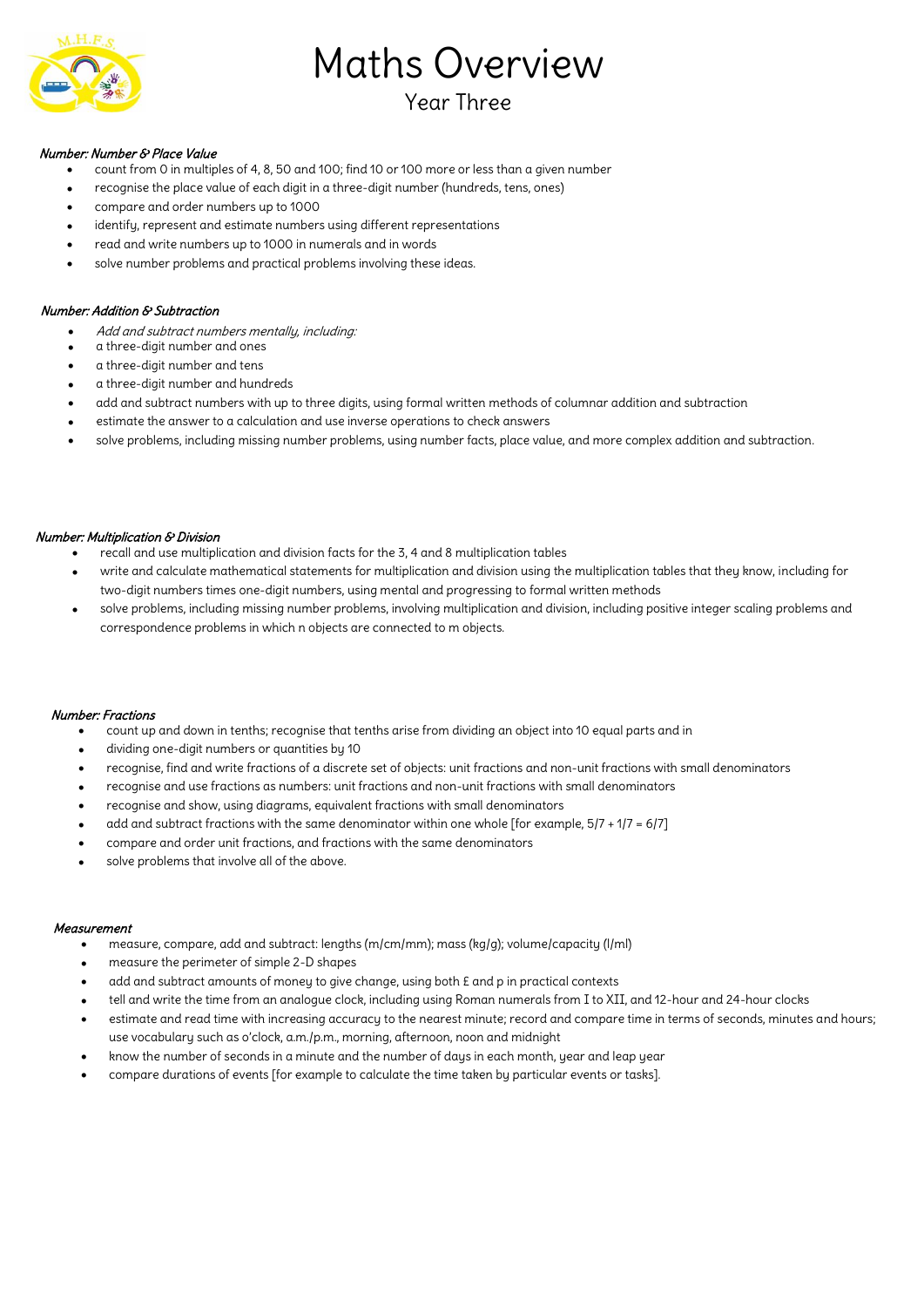# Maths Overview

## Year Three

*Number: Number & Place Value*

- count from 0 in multiples of 4, 8, 50 and 100; find 10 or 100 more or less than a given number
- recognise the place value of each digit in a three-digit number (hundreds, tens, ones)
- compare and order numbers up to 1000
- identify, represent and estimate numbers using different representations
- read and write numbers up to 1000 in numerals and in words
- solve number problems and practical problems involving these ideas.

*Number: Addition & Subtraction*

- *Add and subtract numbers mentally, including:*
- a three-digit number and ones
- a three-digit number and tens
- a three-digit number and hundreds
- add and subtract numbers with up to three digits, using formal written methods of columnar addition and subtraction
- estimate the answer to a calculation and use inverse operations to check answers
- solve problems, including missing number problems, using number facts, place value, and more complex addition and subtraction.

*Number: Multiplication & Division*

- recall and use multiplication and division facts for the 3, 4 and 8 multiplication tables
- write and calculate mathematical statements for multiplication and division using the multiplication tables that they know, including for two-digit numbers times one-digit numbers, using mental and progressing to formal written methods
- solve problems, including missing number problems, involving multiplication and division, including positive integer scaling problems and correspondence problems in which n objects are connected to m objects.

*Number: Fractions*

- count up and down in tenths; recognise that tenths arise from dividing an object into 10 equal parts and in
- dividing one-digit numbers or quantities by 10
- recognise, find and write fractions of a discrete set of objects: unit fractions and non-unit fractions with small denominators
- recognise and use fractions as numbers: unit fractions and non-unit fractions with small denominators
- recognise and show, using diagrams, equivalent fractions with small denominators
- add and subtract fractions with the same denominator within one whole [for example, $5/7 + 1/7 = 6/7$]
- compare and order unit fractions, and fractions with the same denominators
- solve problems that involve all of the above.

*Measurement*

- measure, compare, add and subtract: lengths (m/cm/mm); mass (kg/g); volume/capacity (l/ml)
- measure the perimeter of simple 2-D shapes
- add and subtract amounts of money to give change, using both £ and p in practical contexts
- tell and write the time from an analogue clock, including using Roman numerals from I to XII, and 12-hour and 24-hour clocks
- estimate and read time with increasing accuracy to the nearest minute; record and compare time in terms of seconds, minutes and hours; use vocabulary such as o'clock, a.m./p.m., morning, afternoon, noon and midnight
- know the number of seconds in a minute and the number of days in each month, year and leap year
- compare durations of events [for example to calculate the time taken by particular events or tasks].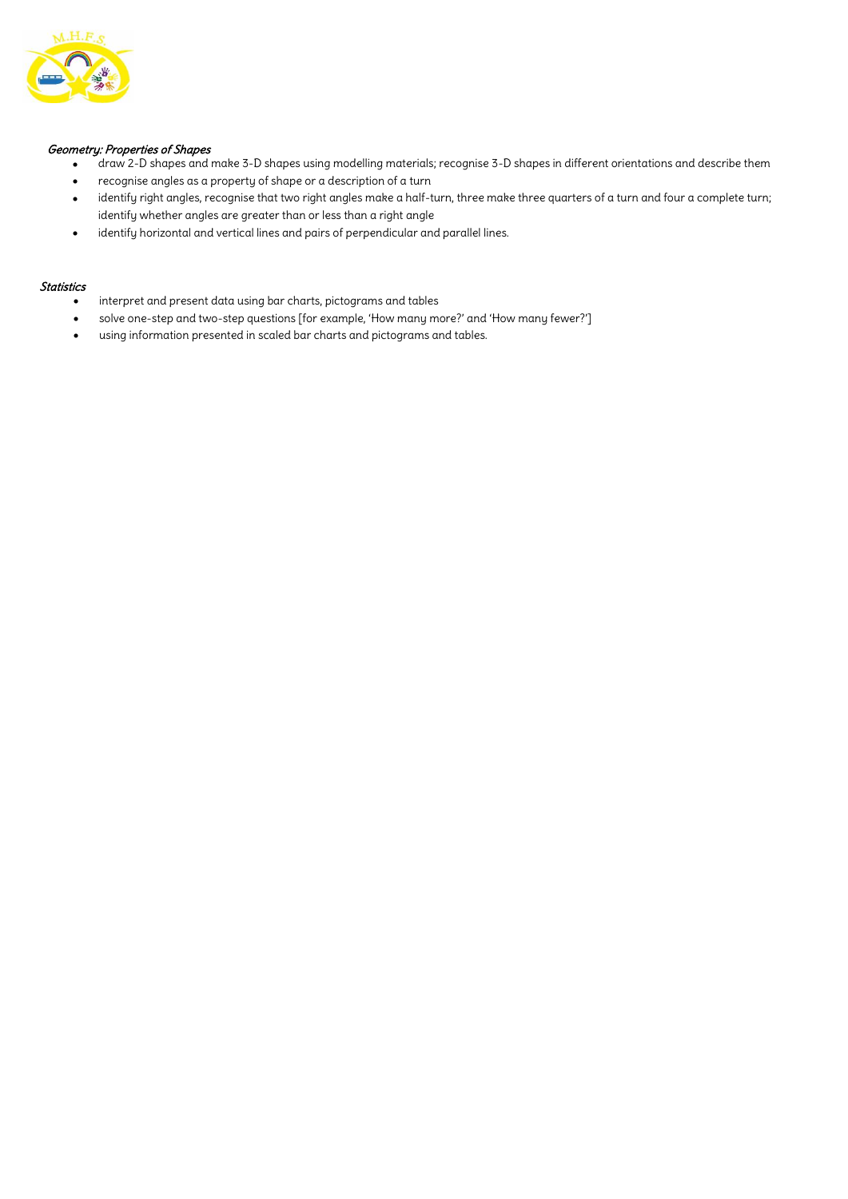*Geometry: Properties of Shapes*

- draw 2-D shapes and make 3-D shapes using modelling materials; recognise 3-D shapes in different orientations and describe them
- recognise angles as a property of shape or a description of a turn
- identify right angles, recognise that two right angles make a half-turn, three make three quarters of a turn and four a complete turn; identify whether angles are greater than or less than a right angle
- identify horizontal and vertical lines and pairs of perpendicular and parallel lines.

*Statistics*

- interpret and present data using bar charts, pictograms and tables
- solve one-step and two-step questions [for example, 'How many more?' and 'How many fewer?']
- using information presented in scaled bar charts and pictograms and tables.